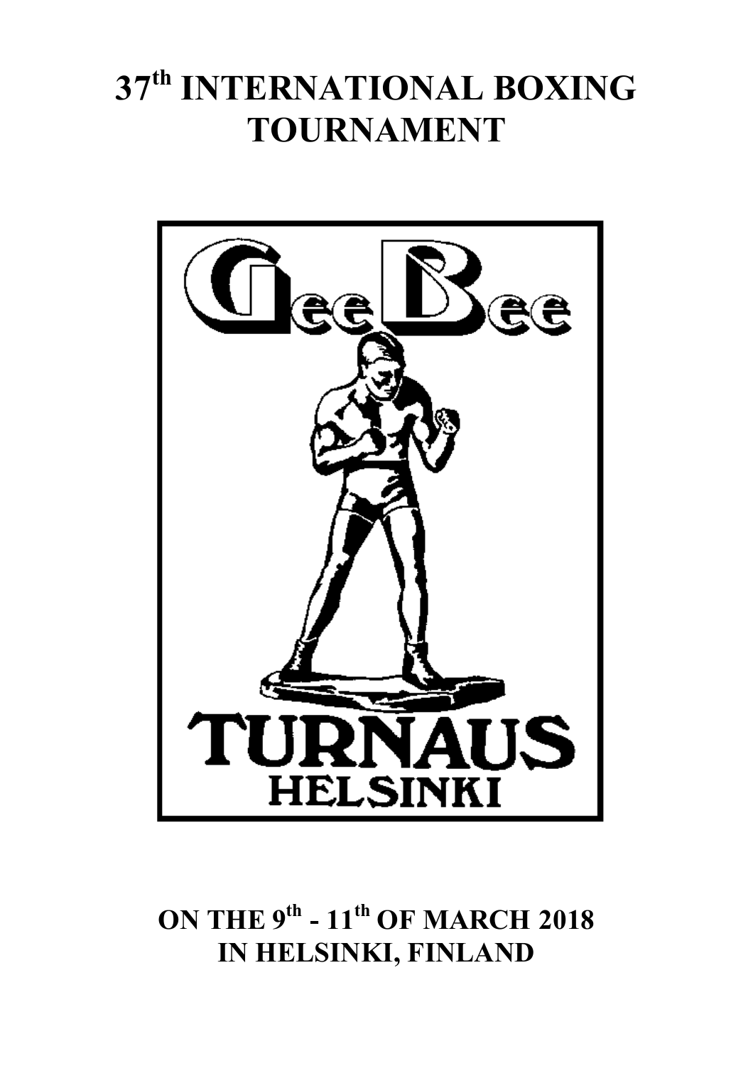# 37th INTERNATIONAL BOXING TOURNAMENT

GeeBee

TURNAUS

HELSINKI

## ON THE 9th - 11th OF MARCH 2018 IN HELSINKI, FINLAND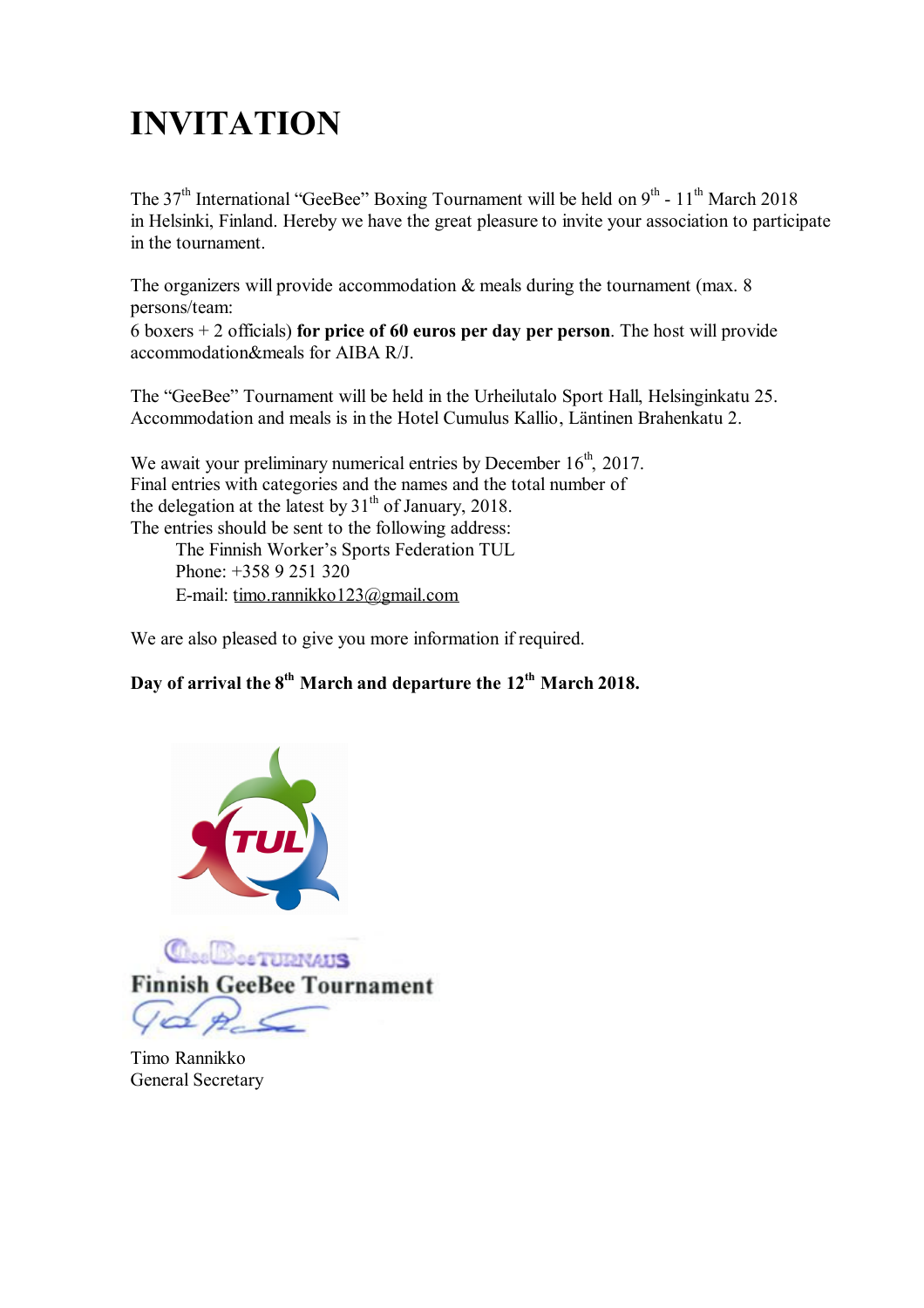# INVITATION

The 37th International "GeeBee" Boxing Tournament will be held on 9th - 11th March 2018 in Helsinki, Finland. Hereby we have the great pleasure to invite your association to participate in the tournament.

The organizers will provide accommodation & meals during the tournament (max. 8 persons/team:
6 boxers + 2 officials) **for price of 60 euros per day per person**. The host will provide accommodation&meals for AIBA R/J.

The "GeeBee" Tournament will be held in the Urheilutalo Sport Hall, Helsinginkatu 25. Accommodation and meals is in the Hotel Cumulus Kallio, Läntinen Brahenkatu 2.

We await your preliminary numerical entries by December 16th, 2017.
Final entries with categories and the names and the total number of the delegation at the latest by 31th of January, 2018.
The entries should be sent to the following address:

The Finnish Worker's Sports Federation TUL
Phone: +358 9 251 320
E-mail: timo.rannikko123@gmail.com

We are also pleased to give you more information if required.

**Day of arrival the 8th March and departure the 12th March 2018.**

TUL

GeeBee TURNAUS
Finnish GeeBee Tournament

Timo Rannikko
General Secretary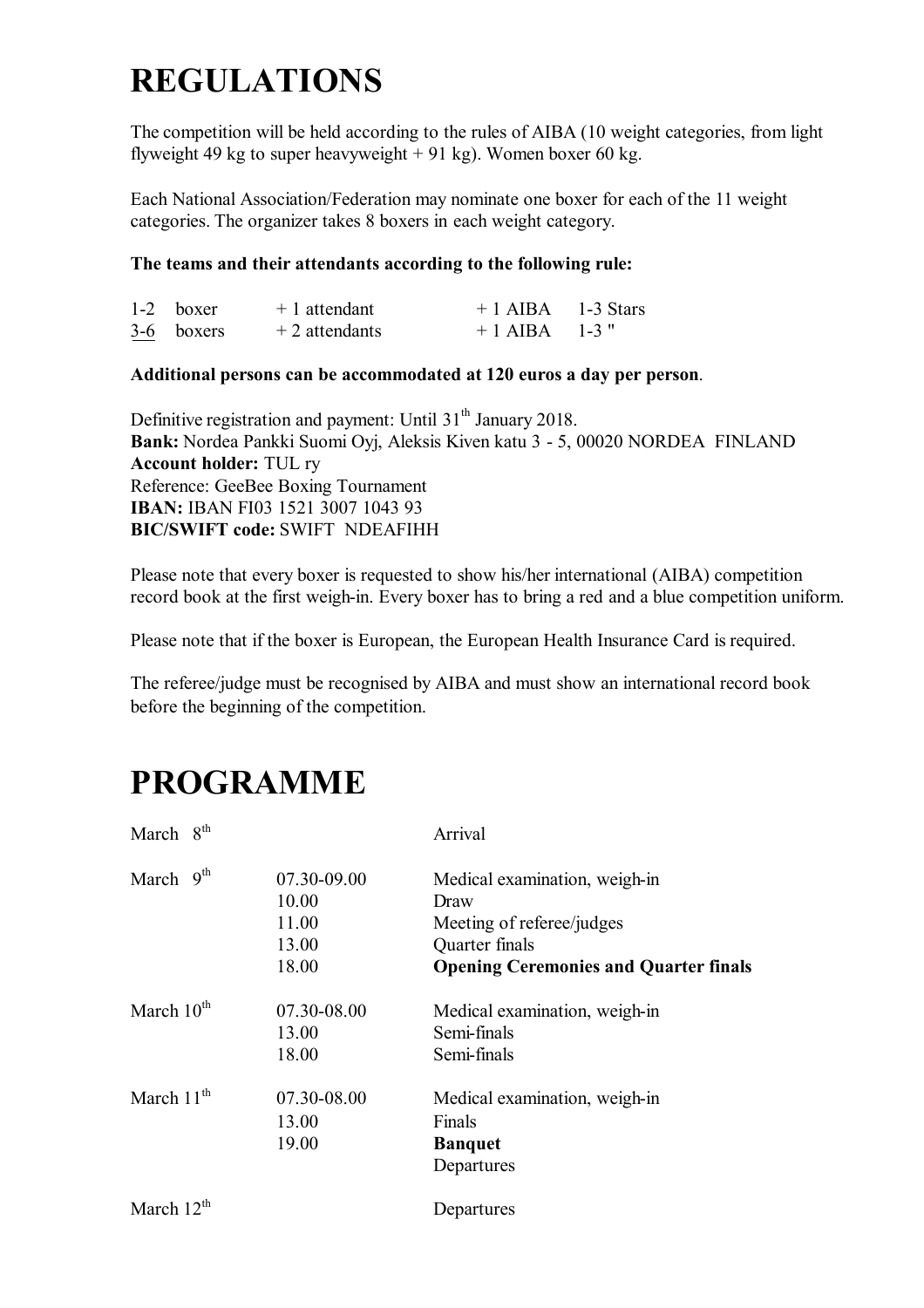# REGULATIONS

The competition will be held according to the rules of AIBA (10 weight categories, from light flyweight 49 kg to super heavyweight + 91 kg). Women boxer 60 kg.

Each National Association/Federation may nominate one boxer for each of the 11 weight categories. The organizer takes 8 boxers in each weight category.

**The teams and their attendants according to the following rule:**

| | | | | |
|---|---|---|---|---|
| 1-2 | boxer | + 1 attendant | + 1 AIBA | 1-3 Stars |
| 3-6 | boxers | + 2 attendants | + 1 AIBA | 1-3 " |

**Additional persons can be accommodated at 120 euros a day per person**.

Definitive registration and payment: Until 31th January 2018.
**Bank:** Nordea Pankki Suomi Oyj, Aleksis Kiven katu 3 - 5, 00020 NORDEA FINLAND
**Account holder:** TUL ry
Reference: GeeBee Boxing Tournament
**IBAN:** IBAN FI03 1521 3007 1043 93
**BIC/SWIFT code:** SWIFT NDEAFIHH

Please note that every boxer is requested to show his/her international (AIBA) competition record book at the first weigh-in. Every boxer has to bring a red and a blue competition uniform.

Please note that if the boxer is European, the European Health Insurance Card is required.

The referee/judge must be recognised by AIBA and must show an international record book before the beginning of the competition.

# PROGRAMME

| | | |
|---|---|---|
| March 8th | | Arrival |
| March 9th | 07.30-09.00 | Medical examination, weigh-in |
| | 10.00 | Draw |
| | 11.00 | Meeting of referee/judges |
| | 13.00 | Quarter finals |
| | 18.00 | **Opening Ceremonies and Quarter finals** |
| March 10th | 07.30-08.00 | Medical examination, weigh-in |
| | 13.00 | Semi-finals |
| | 18.00 | Semi-finals |
| March 11th | 07.30-08.00 | Medical examination, weigh-in |
| | 13.00 | Finals |
| | 19.00 | **Banquet** |
| | | Departures |
| March 12th | | Departures |